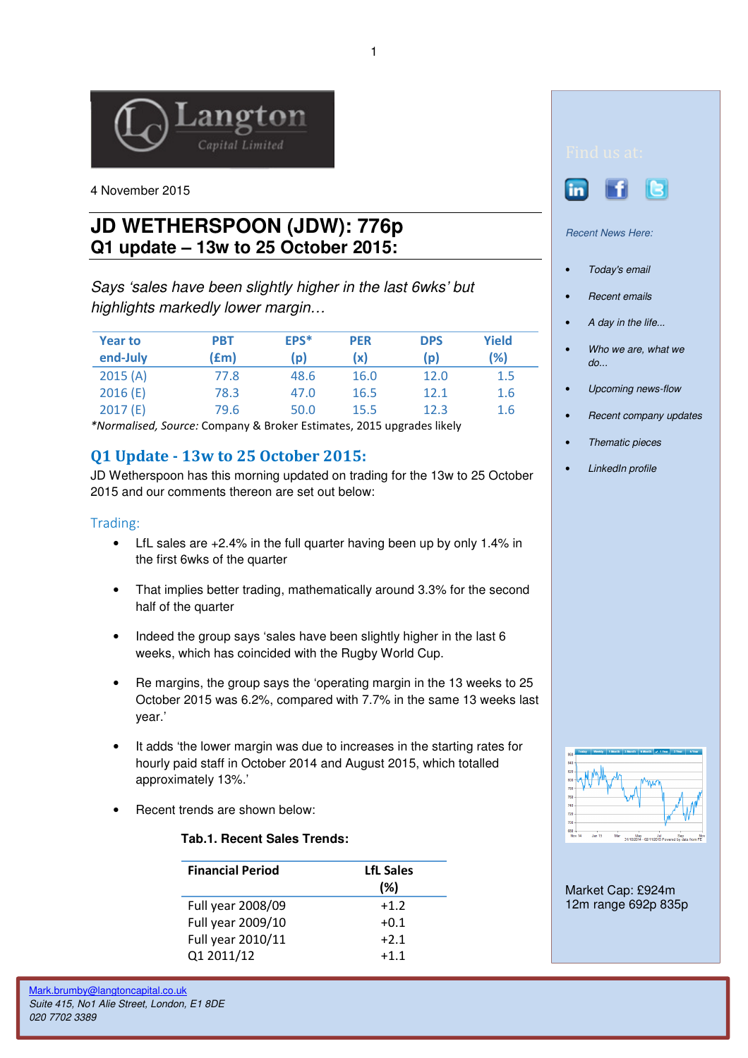4 November 2015

# JD WETHERSPOON (JDW): 776p
## Q1 update – 13w to 25 October 2015:

*Says 'sales have been slightly higher in the last 6wks' but highlights markedly lower margin…*

| Year to end-July | PBT (£m) | EPS* (p) | PER (x) | DPS (p) | Yield (%) |
|---|---|---|---|---|---|
| 2015 (A) | 77.8 | 48.6 | 16.0 | 12.0 | 1.5 |
| 2016 (E) | 78.3 | 47.0 | 16.5 | 12.1 | 1.6 |
| 2017 (E) | 79.6 | 50.0 | 15.5 | 12.3 | 1.6 |

*\*Normalised, Source:* Company & Broker Estimates, 2015 upgrades likely

## Q1 Update - 13w to 25 October 2015:

JD Wetherspoon has this morning updated on trading for the 13w to 25 October 2015 and our comments thereon are set out below:

### Trading:

- LfL sales are +2.4% in the full quarter having been up by only 1.4% in the first 6wks of the quarter
- That implies better trading, mathematically around 3.3% for the second half of the quarter
- Indeed the group says 'sales have been slightly higher in the last 6 weeks, which has coincided with the Rugby World Cup.
- Re margins, the group says the 'operating margin in the 13 weeks to 25 October 2015 was 6.2%, compared with 7.7% in the same 13 weeks last year.'
- It adds 'the lower margin was due to increases in the starting rates for hourly paid staff in October 2014 and August 2015, which totalled approximately 13%.'
- Recent trends are shown below:

**Tab.1. Recent Sales Trends:**

| Financial Period | LfL Sales (%) |
|---|---|
| Full year 2008/09 | +1.2 |
| Full year 2009/10 | +0.1 |
| Full year 2010/11 | +2.1 |
| Q1 2011/12 | +1.1 |

Find us at:

*Recent News Here:*

- *Today's email*
- *Recent emails*
- *A day in the life...*
- *Who we are, what we do...*
- *Upcoming news-flow*
- *Recent company updates*
- *Thematic pieces*
- *LinkedIn profile*

Market Cap: £924m
12m range 692p 835p

Mark.brumby@langtoncapital.co.uk
*Suite 415, No1 Alie Street, London, E1 8DE*
*020 7702 3389*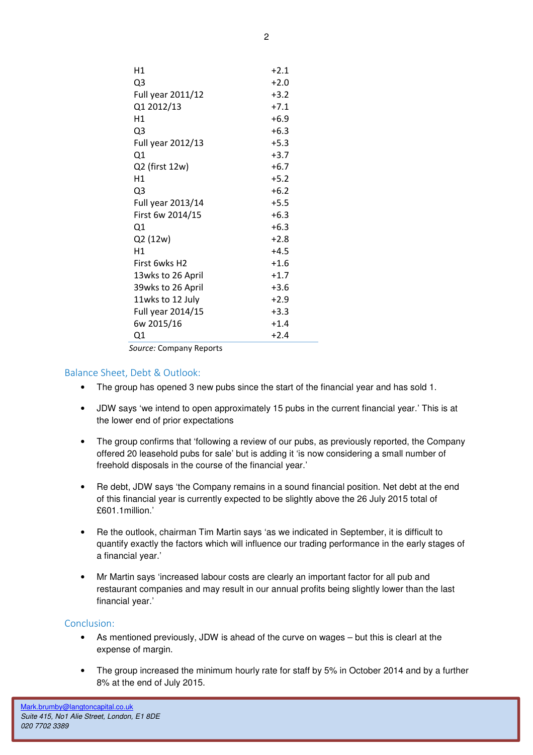| | |
|---|---|
| H1 | +2.1 |
| Q3 | +2.0 |
| Full year 2011/12 | +3.2 |
| Q1 2012/13 | +7.1 |
| H1 | +6.9 |
| Q3 | +6.3 |
| Full year 2012/13 | +5.3 |
| Q1 | +3.7 |
| Q2 (first 12w) | +6.7 |
| H1 | +5.2 |
| Q3 | +6.2 |
| Full year 2013/14 | +5.5 |
| First 6w 2014/15 | +6.3 |
| Q1 | +6.3 |
| Q2 (12w) | +2.8 |
| H1 | +4.5 |
| First 6wks H2 | +1.6 |
| 13wks to 26 April | +1.7 |
| 39wks to 26 April | +3.6 |
| 11wks to 12 July | +2.9 |
| Full year 2014/15 | +3.3 |
| 6w 2015/16 | +1.4 |
| Q1 | +2.4 |

*Source:* Company Reports

## Balance Sheet, Debt & Outlook:

- The group has opened 3 new pubs since the start of the financial year and has sold 1.
- JDW says 'we intend to open approximately 15 pubs in the current financial year.' This is at the lower end of prior expectations
- The group confirms that 'following a review of our pubs, as previously reported, the Company offered 20 leasehold pubs for sale' but is adding it 'is now considering a small number of freehold disposals in the course of the financial year.'
- Re debt, JDW says 'the Company remains in a sound financial position. Net debt at the end of this financial year is currently expected to be slightly above the 26 July 2015 total of £601.1million.'
- Re the outlook, chairman Tim Martin says 'as we indicated in September, it is difficult to quantify exactly the factors which will influence our trading performance in the early stages of a financial year.'
- Mr Martin says 'increased labour costs are clearly an important factor for all pub and restaurant companies and may result in our annual profits being slightly lower than the last financial year.'

## Conclusion:

- As mentioned previously, JDW is ahead of the curve on wages – but this is clearl at the expense of margin.
- The group increased the minimum hourly rate for staff by 5% in October 2014 and by a further 8% at the end of July 2015.

Mark.brumby@langtoncapital.co.uk
*Suite 415, No1 Alie Street, London, E1 8DE*
*020 7702 3389*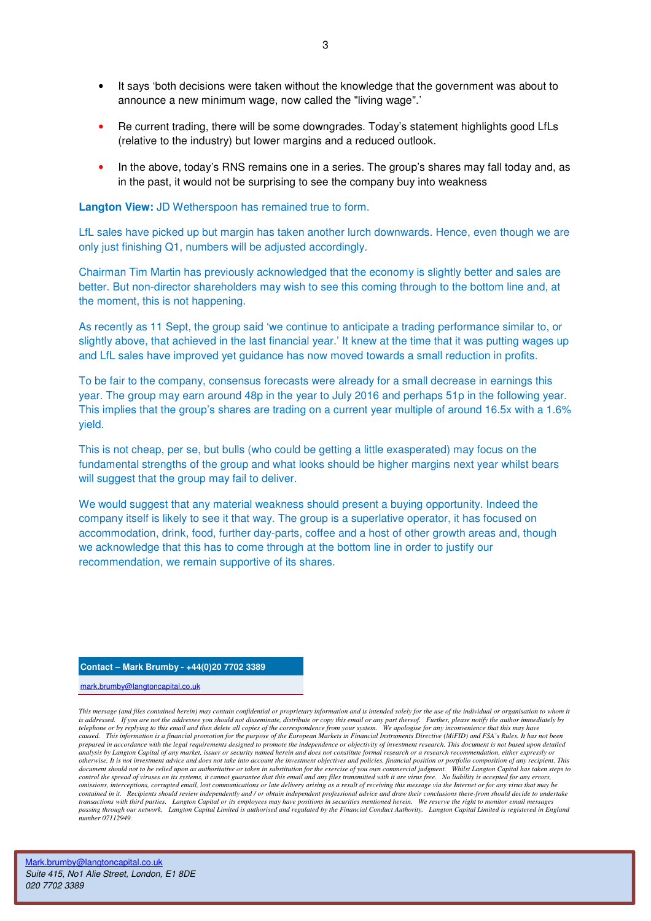- It says 'both decisions were taken without the knowledge that the government was about to announce a new minimum wage, now called the "living wage".'
- Re current trading, there will be some downgrades. Today's statement highlights good LfLs (relative to the industry) but lower margins and a reduced outlook.
- In the above, today's RNS remains one in a series. The group's shares may fall today and, as in the past, it would not be surprising to see the company buy into weakness

**Langton View:** JD Wetherspoon has remained true to form.

LfL sales have picked up but margin has taken another lurch downwards. Hence, even though we are only just finishing Q1, numbers will be adjusted accordingly.

Chairman Tim Martin has previously acknowledged that the economy is slightly better and sales are better. But non-director shareholders may wish to see this coming through to the bottom line and, at the moment, this is not happening.

As recently as 11 Sept, the group said 'we continue to anticipate a trading performance similar to, or slightly above, that achieved in the last financial year.' It knew at the time that it was putting wages up and LfL sales have improved yet guidance has now moved towards a small reduction in profits.

To be fair to the company, consensus forecasts were already for a small decrease in earnings this year. The group may earn around 48p in the year to July 2016 and perhaps 51p in the following year. This implies that the group's shares are trading on a current year multiple of around 16.5x with a 1.6% yield.

This is not cheap, per se, but bulls (who could be getting a little exasperated) may focus on the fundamental strengths of the group and what looks should be higher margins next year whilst bears will suggest that the group may fail to deliver.

We would suggest that any material weakness should present a buying opportunity. Indeed the company itself is likely to see it that way. The group is a superlative operator, it has focused on accommodation, drink, food, further day-parts, coffee and a host of other growth areas and, though we acknowledge that this has to come through at the bottom line in order to justify our recommendation, we remain supportive of its shares.

**Contact – Mark Brumby - +44(0)20 7702 3389**

mark.brumby@langtoncapital.co.uk

*This message (and files contained herein) may contain confidential or proprietary information and is intended solely for the use of the individual or organisation to whom it is addressed. If you are not the addressee you should not disseminate, distribute or copy this email or any part thereof. Further, please notify the author immediately by telephone or by replying to this email and then delete all copies of the correspondence from your system. We apologise for any inconvenience that this may have caused. This information is a financial promotion for the purpose of the European Markets in Financial Instruments Directive (MiFID) and FSA's Rules. It has not been prepared in accordance with the legal requirements designed to promote the independence or objectivity of investment research. This document is not based upon detailed analysis by Langton Capital of any market, issuer or security named herein and does not constitute formal research or a research recommendation, either expressly or otherwise. It is not investment advice and does not take into account the investment objectives and policies, financial position or portfolio composition of any recipient. This document should not to be relied upon as authoritative or taken in substitution for the exercise of you own commercial judgment. Whilst Langton Capital has taken steps to control the spread of viruses on its systems, it cannot guarantee that this email and any files transmitted with it are virus free. No liability is accepted for any errors, omissions, interceptions, corrupted email, lost communications or late delivery arising as a result of receiving this message via the Internet or for any virus that may be contained in it. Recipients should review independently and / or obtain independent professional advice and draw their conclusions there-from should decide to undertake transactions with third parties. Langton Capital or its employees may have positions in securities mentioned herein. We reserve the right to monitor email messages passing through our network. Langton Capital Limited is authorised and regulated by the Financial Conduct Authority. Langton Capital Limited is registered in England number 07112949.*

Mark.brumby@langtoncapital.co.uk
*Suite 415, No1 Alie Street, London, E1 8DE*
*020 7702 3389*